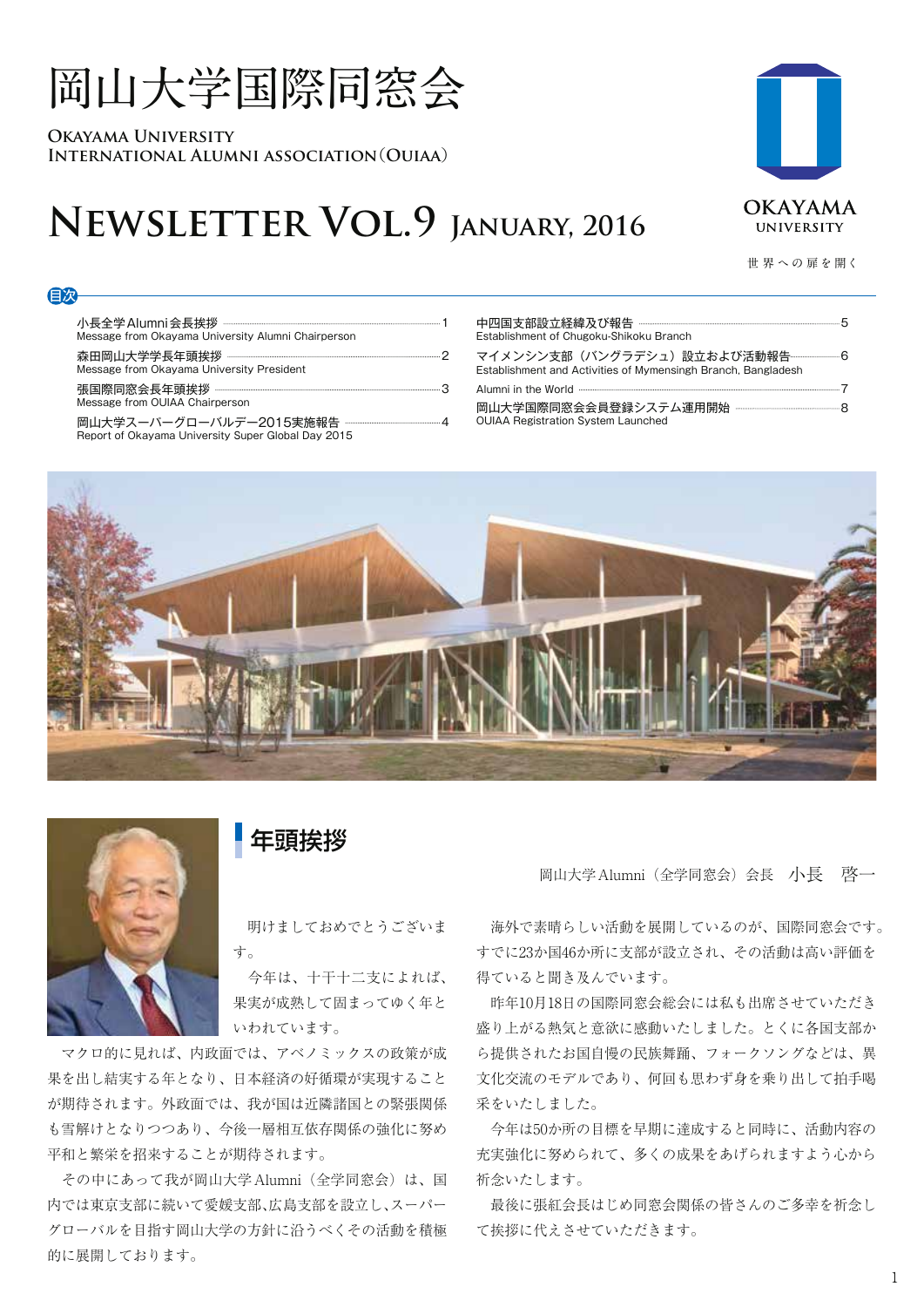# 岡山大学国際同窓会

**Okayama University International Alumni Association (OUIAA)**

# Newsletter Vol.9 January, 2016

OKAYAMA UNIVERSITY

世界への扉を開く

## 目次

- 小長全学Alumni会長挨拶 …… 1
  Message from Okayama University Alumni Chairperson
- 森田岡山大学学長年頭挨拶 …… 2
  Message from Okayama University President
- 張国際同窓会長年頭挨拶 …… 3
  Message from OUIAA Chairperson
- 岡山大学スーパーグローバルデー2015実施報告 …… 4
  Report of Okayama University Super Global Day 2015
- 中四国支部設立経緯及び報告 …… 5
  Establishment of Chugoku-Shikoku Branch
- マイメンシン支部（バングラデシュ）設立および活動報告 …… 6
  Establishment and Activities of Mymensingh Branch, Bangladesh
- Alumni in the World …… 7
- 岡山大学国際同窓会会員登録システム運用開始 …… 8
  OUIAA Registration System Launched

## 年頭挨拶

岡山大学Alumni（全学同窓会）会長　小長　啓一

明けましておめでとうございます。

今年は、十干十二支によれば、果実が成熟して固まってゆく年といわれています。

マクロ的に見れば、内政面では、アベノミックスの政策が成果を出し結実する年となり、日本経済の好循環が実現することが期待されます。外政面では、我が国は近隣諸国との緊張関係も雪解けとなりつつあり、今後一層相互依存関係の強化に努め平和と繁栄を招来することが期待されます。

その中にあって我が岡山大学Alumni（全学同窓会）は、国内では東京支部に続いて愛媛支部、広島支部を設立し、スーパーグローバルを目指す岡山大学の方針に沿うべくその活動を積極的に展開しております。

海外で素晴らしい活動を展開しているのが、国際同窓会です。すでに23か国46か所に支部が設立され、その活動は高い評価を得ていると聞き及んでいます。

昨年10月18日の国際同窓会総会には私も出席させていただき盛り上がる熱気と意欲に感動いたしました。とくに各国支部から提供されたお国自慢の民族舞踊、フォークソングなどは、異文化交流のモデルであり、何回も思わず身を乗り出して拍手喝采をいたしました。

今年は50か所の目標を早期に達成すると同時に、活動内容の充実強化に努められて、多くの成果をあげられますよう心から祈念いたします。

最後に張紅会長はじめ同窓会関係の皆さんのご多幸を祈念して挨拶に代えさせていただきます。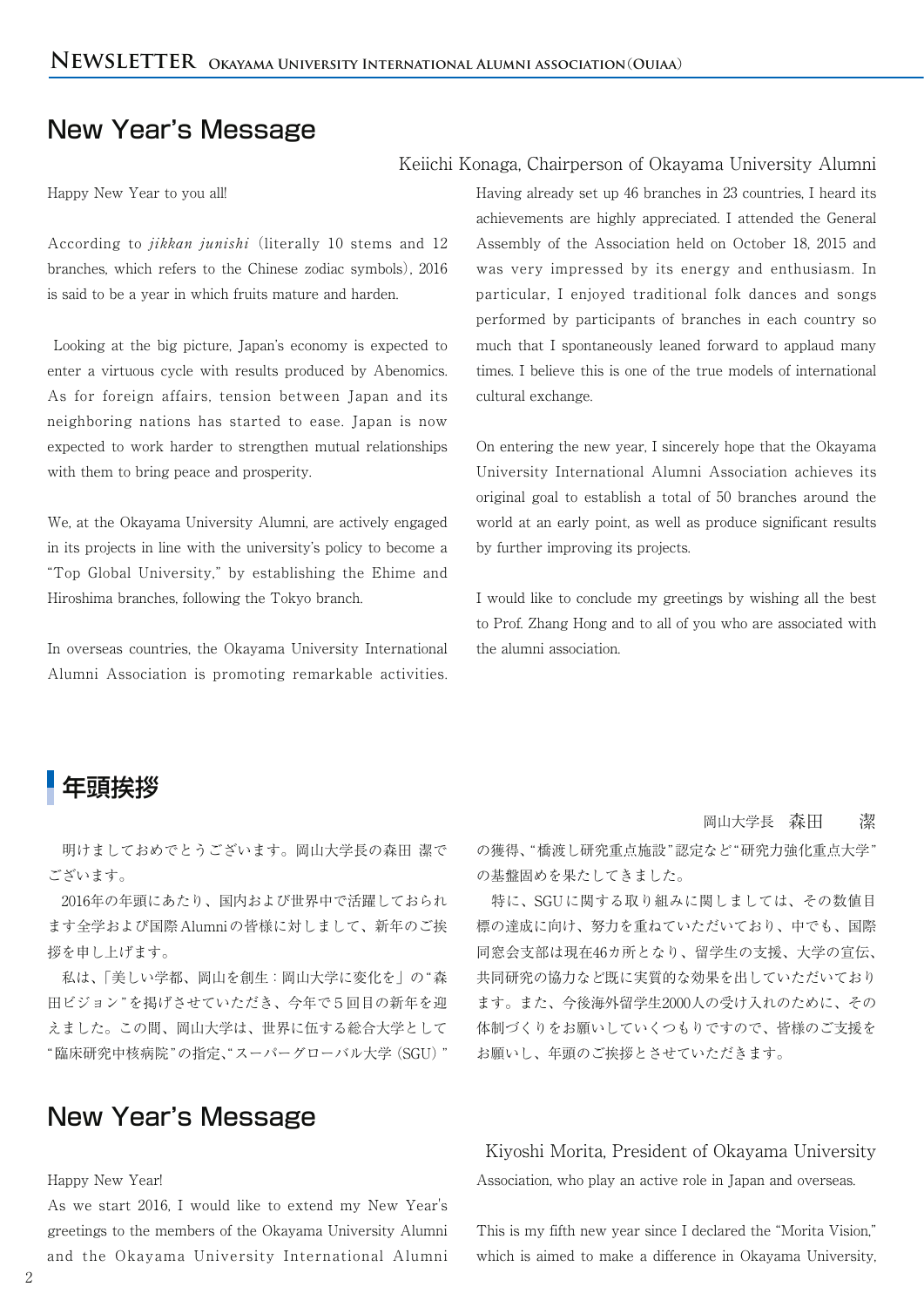## New Year's Message

Keiichi Konaga, Chairperson of Okayama University Alumni

Happy New Year to you all!

According to *jikkan junishi* (literally 10 stems and 12 branches, which refers to the Chinese zodiac symbols), 2016 is said to be a year in which fruits mature and harden.

Looking at the big picture, Japan's economy is expected to enter a virtuous cycle with results produced by Abenomics. As for foreign affairs, tension between Japan and its neighboring nations has started to ease. Japan is now expected to work harder to strengthen mutual relationships with them to bring peace and prosperity.

We, at the Okayama University Alumni, are actively engaged in its projects in line with the university's policy to become a "Top Global University," by establishing the Ehime and Hiroshima branches, following the Tokyo branch.

In overseas countries, the Okayama University International Alumni Association is promoting remarkable activities. Having already set up 46 branches in 23 countries, I heard its achievements are highly appreciated. I attended the General Assembly of the Association held on October 18, 2015 and was very impressed by its energy and enthusiasm. In particular, I enjoyed traditional folk dances and songs performed by participants of branches in each country so much that I spontaneously leaned forward to applaud many times. I believe this is one of the true models of international cultural exchange.

On entering the new year, I sincerely hope that the Okayama University International Alumni Association achieves its original goal to establish a total of 50 branches around the world at an early point, as well as produce significant results by further improving its projects.

I would like to conclude my greetings by wishing all the best to Prof. Zhang Hong and to all of you who are associated with the alumni association.

## 年頭挨拶

岡山大学長　森田　　潔

明けましておめでとうございます。岡山大学長の森田 潔でございます。

2016年の年頭にあたり、国内および世界中で活躍しておられます全学および国際Alumniの皆様に対しまして、新年のご挨拶を申し上げます。

私は、「美しい学都、岡山を創生：岡山大学に変化を」の"森田ビジョン"を掲げさせていただき、今年で5回目の新年を迎えました。この間、岡山大学は、世界に伍する総合大学として"臨床研究中核病院"の指定、"スーパーグローバル大学（SGU）"の獲得、"橋渡し研究重点施設"認定など"研究力強化重点大学"の基盤固めを果たしてきました。

特に、SGUに関する取り組みに関しましては、その数値目標の達成に向け、努力を重ねていただいており、中でも、国際同窓会支部は現在46カ所となり、留学生の支援、大学の宣伝、共同研究の協力など既に実質的な効果を出していただいております。また、今後海外留学生2000人の受け入れのために、その体制づくりをお願いしていくつもりですので、皆様のご支援をお願いし、年頭のご挨拶とさせていただきます。

## New Year's Message

Kiyoshi Morita, President of Okayama University

Happy New Year!

As we start 2016, I would like to extend my New Year's greetings to the members of the Okayama University Alumni and the Okayama University International Alumni Association, who play an active role in Japan and overseas.

This is my fifth new year since I declared the "Morita Vision," which is aimed to make a difference in Okayama University,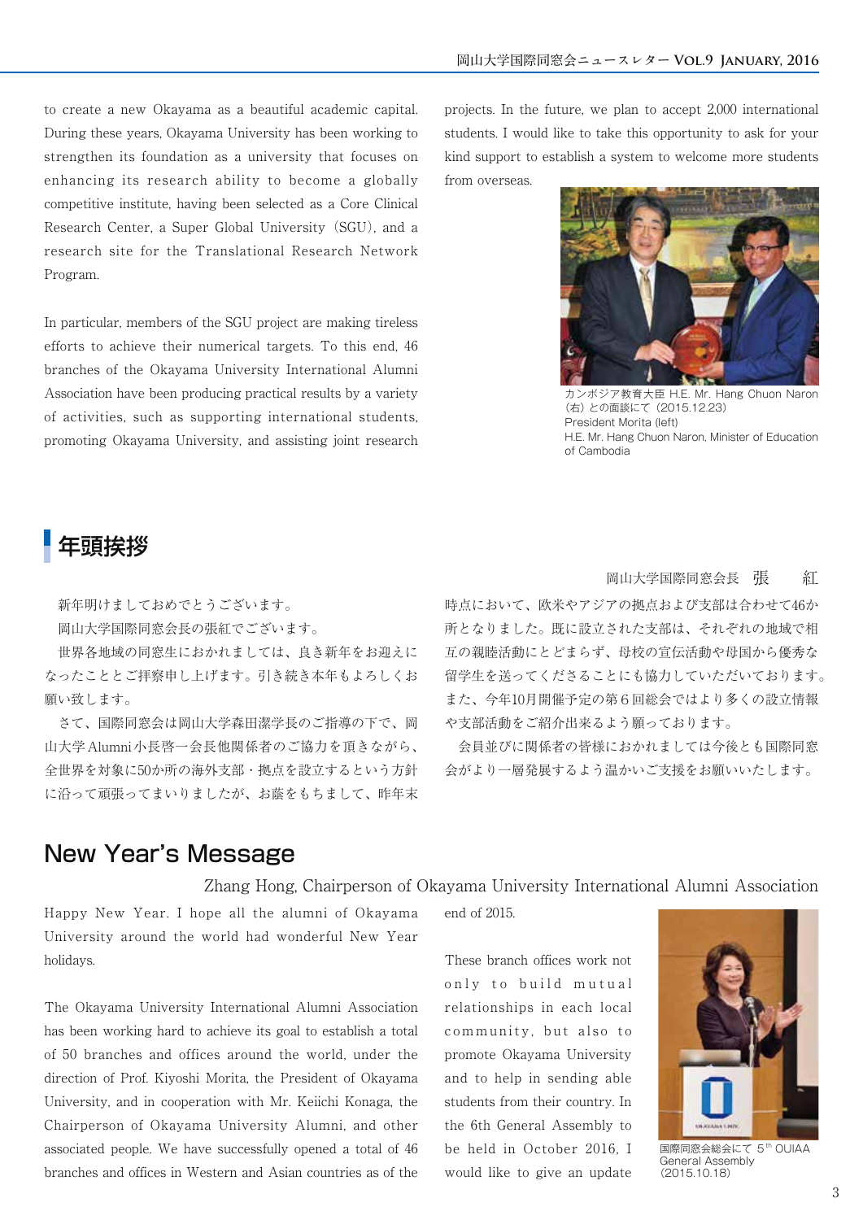to create a new Okayama as a beautiful academic capital. During these years, Okayama University has been working to strengthen its foundation as a university that focuses on enhancing its research ability to become a globally competitive institute, having been selected as a Core Clinical Research Center, a Super Global University（SGU）, and a research site for the Translational Research Network Program.

In particular, members of the SGU project are making tireless efforts to achieve their numerical targets. To this end, 46 branches of the Okayama University International Alumni Association have been producing practical results by a variety of activities, such as supporting international students, promoting Okayama University, and assisting joint research projects. In the future, we plan to accept 2,000 international students. I would like to take this opportunity to ask for your kind support to establish a system to welcome more students from overseas.

カンボジア教育大臣 H.E. Mr. Hang Chuon Naron（右）との面談にて（2015.12.23）
President Morita (left)
H.E. Mr. Hang Chuon Naron, Minister of Education of Cambodia

## 年頭挨拶

岡山大学国際同窓会長　張　紅

新年明けましておめでとうございます。

岡山大学国際同窓会長の張紅でございます。

世界各地域の同窓生におかれましては、良き新年をお迎えになったこととご拝察申し上げます。引き続き本年もよろしくお願い致します。

さて、国際同窓会は岡山大学森田潔学長のご指導の下で、岡山大学Alumni小長啓一会長他関係者のご協力を頂きながら、全世界を対象に50か所の海外支部・拠点を設立するという方針に沿って頑張ってまいりましたが、お蔭をもちまして、昨年末時点において、欧米やアジアの拠点および支部は合わせて46か所となりました。既に設立された支部は、それぞれの地域で相互の親睦活動にとどまらず、母校の宣伝活動や母国から優秀な留学生を送ってくださることにも協力していただいております。また、今年10月開催予定の第６回総会ではより多くの設立情報や支部活動をご紹介出来るよう願っております。

会員並びに関係者の皆様におかれましては今後とも国際同窓会がより一層発展するよう温かいご支援をお願いいたします。

## New Year's Message

Zhang Hong, Chairperson of Okayama University International Alumni Association

Happy New Year. I hope all the alumni of Okayama University around the world had wonderful New Year holidays.

The Okayama University International Alumni Association has been working hard to achieve its goal to establish a total of 50 branches and offices around the world, under the direction of Prof. Kiyoshi Morita, the President of Okayama University, and in cooperation with Mr. Keiichi Konaga, the Chairperson of Okayama University Alumni, and other associated people. We have successfully opened a total of 46 branches and offices in Western and Asian countries as of the end of 2015.

These branch offices work not only to build mutual relationships in each local community, but also to promote Okayama University and to help in sending able students from their country. In the 6th General Assembly to be held in October 2016, I would like to give an update

国際同窓会総会にて 5th OUIAA General Assembly（2015.10.18）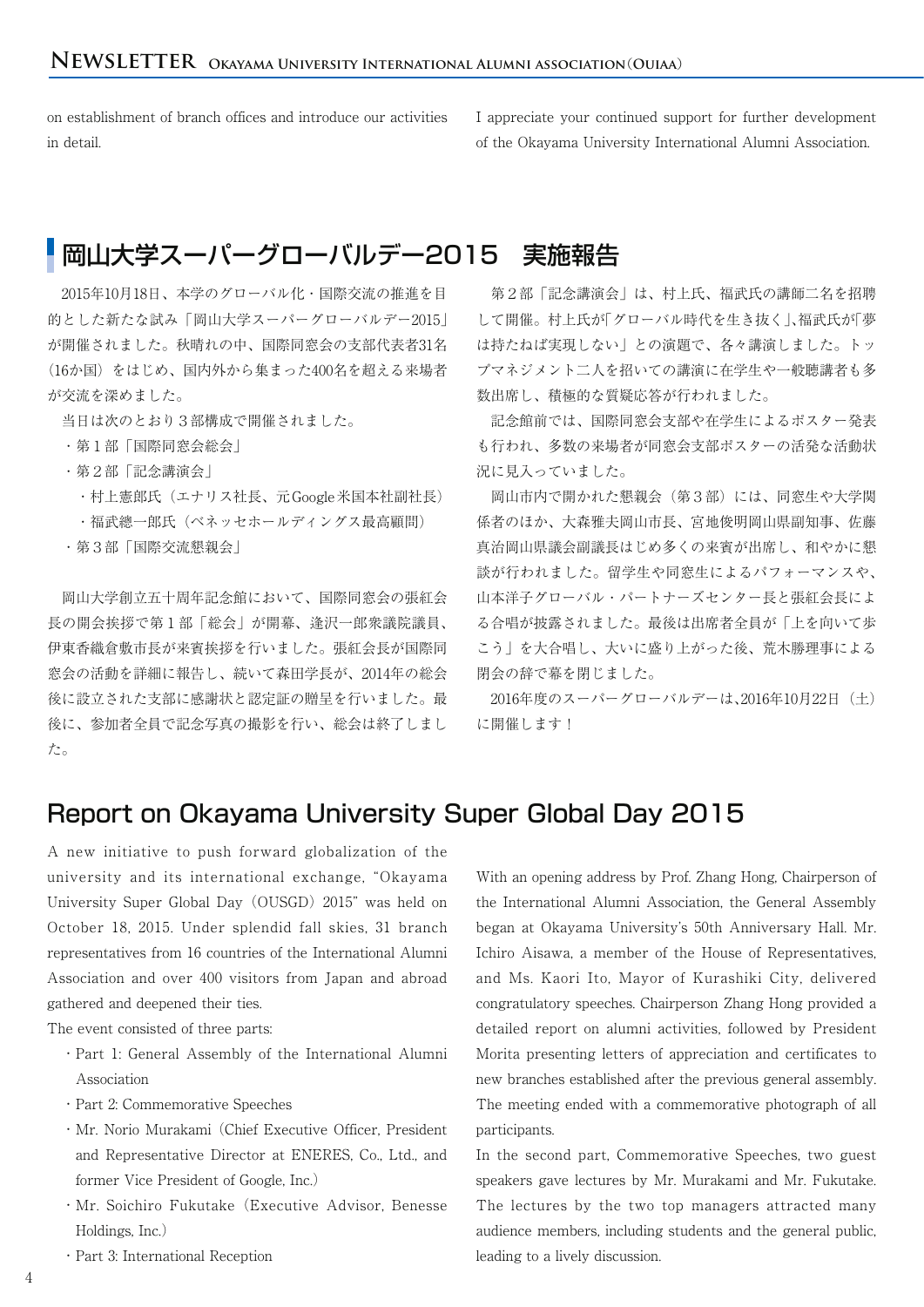on establishment of branch offices and introduce our activities in detail.

I appreciate your continued support for further development of the Okayama University International Alumni Association.

## 岡山大学スーパーグローバルデー2015　実施報告

2015年10月18日、本学のグローバル化・国際交流の推進を目的とした新たな試み「岡山大学スーパーグローバルデー2015」が開催されました。秋晴れの中、国際同窓会の支部代表者31名（16か国）をはじめ、国内外から集まった400名を超える来場者が交流を深めました。

当日は次のとおり３部構成で開催されました。

- ・第１部「国際同窓会総会」
- ・第２部「記念講演会」
  - ・村上憲郎氏（エナリス社長、元Google米国本社副社長）
  - ・福武總一郎氏（ベネッセホールディングス最高顧問）
- ・第３部「国際交流懇親会」

岡山大学創立五十周年記念館において、国際同窓会の張紅会長の開会挨拶で第１部「総会」が開幕、逢沢一郎衆議院議員、伊東香織倉敷市長が来賓挨拶を行いました。張紅会長が国際同窓会の活動を詳細に報告し、続いて森田学長が、2014年の総会後に設立された支部に感謝状と認定証の贈呈を行いました。最後に、参加者全員で記念写真の撮影を行い、総会は終了しました。

第２部「記念講演会」は、村上氏、福武氏の講師二名を招聘して開催。村上氏が「グローバル時代を生き抜く」、福武氏が「夢は持たねば実現しない」との演題で、各々講演しました。トップマネジメント二人を招いての講演に在学生や一般聴講者も多数出席し、積極的な質疑応答が行われました。

記念館前では、国際同窓会支部や在学生によるポスター発表も行われ、多数の来場者が同窓会支部ポスターの活発な活動状況に見入っていました。

岡山市内で開かれた懇親会（第３部）には、同窓生や大学関係者のほか、大森雅夫岡山市長、宮地俊明岡山県副知事、佐藤真治岡山県議会副議長はじめ多くの来賓が出席し、和やかに懇談が行われました。留学生や同窓生によるパフォーマンスや、山本洋子グローバル・パートナーズセンター長と張紅会長による合唱が披露されました。最後は出席者全員が「上を向いて歩こう」を大合唱し、大いに盛り上がった後、荒木勝理事による閉会の辞で幕を閉じました。

2016年度のスーパーグローバルデーは、2016年10月22日（土）に開催します！

## Report on Okayama University Super Global Day 2015

A new initiative to push forward globalization of the university and its international exchange, “Okayama University Super Global Day（OUSGD）2015” was held on October 18, 2015. Under splendid fall skies, 31 branch representatives from 16 countries of the International Alumni Association and over 400 visitors from Japan and abroad gathered and deepened their ties.

The event consisted of three parts:

- ・Part 1: General Assembly of the International Alumni Association
- ・Part 2: Commemorative Speeches
- ・Mr. Norio Murakami（Chief Executive Officer, President and Representative Director at ENERES, Co., Ltd., and former Vice President of Google, Inc.）
- ・Mr. Soichiro Fukutake（Executive Advisor, Benesse Holdings, Inc.）
- ・Part 3: International Reception

With an opening address by Prof. Zhang Hong, Chairperson of the International Alumni Association, the General Assembly began at Okayama University's 50th Anniversary Hall. Mr. Ichiro Aisawa, a member of the House of Representatives, and Ms. Kaori Ito, Mayor of Kurashiki City, delivered congratulatory speeches. Chairperson Zhang Hong provided a detailed report on alumni activities, followed by President Morita presenting letters of appreciation and certificates to new branches established after the previous general assembly. The meeting ended with a commemorative photograph of all participants.

In the second part, Commemorative Speeches, two guest speakers gave lectures by Mr. Murakami and Mr. Fukutake. The lectures by the two top managers attracted many audience members, including students and the general public, leading to a lively discussion.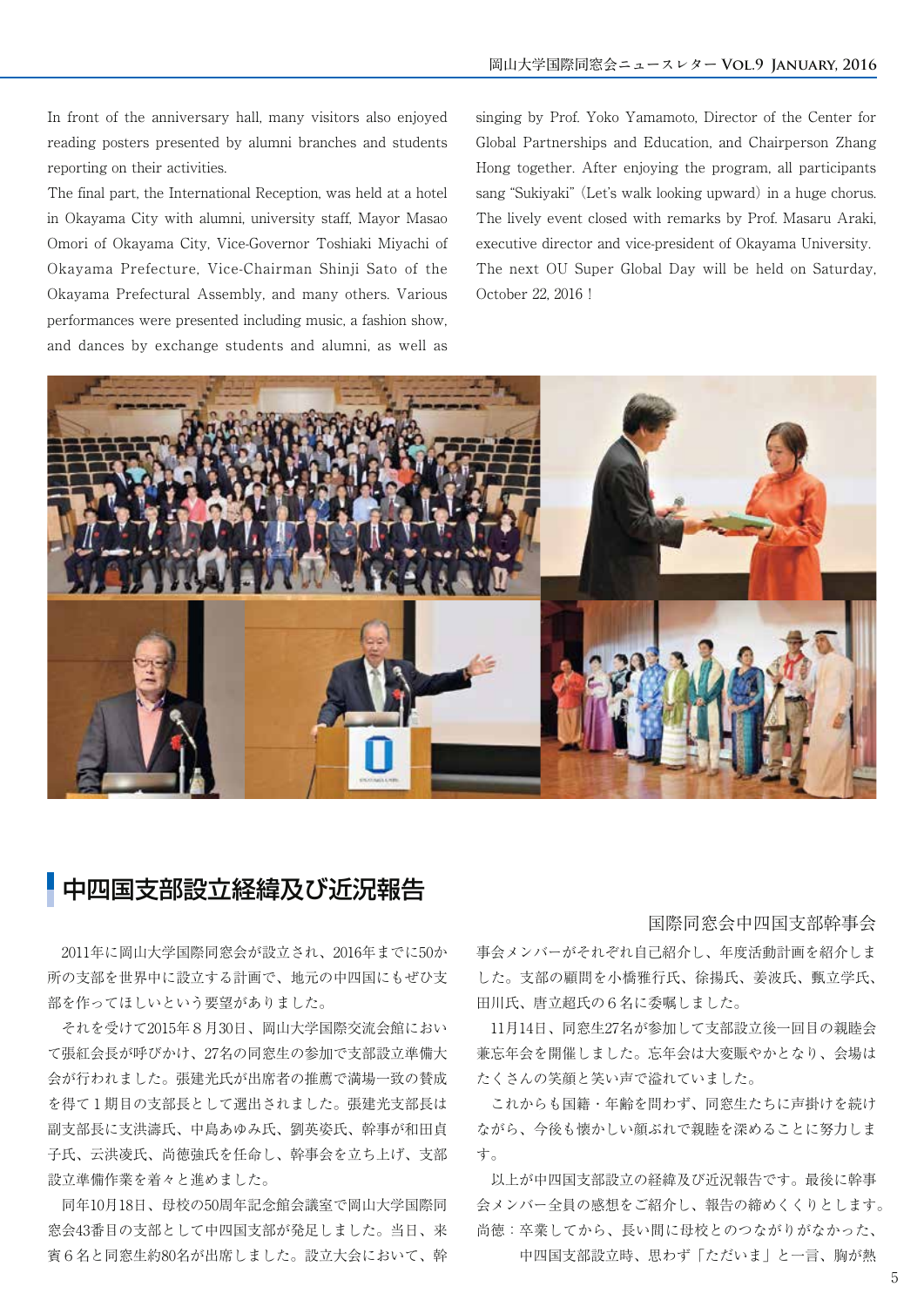In front of the anniversary hall, many visitors also enjoyed reading posters presented by alumni branches and students reporting on their activities.

The final part, the International Reception, was held at a hotel in Okayama City with alumni, university staff, Mayor Masao Omori of Okayama City, Vice-Governor Toshiaki Miyachi of Okayama Prefecture, Vice-Chairman Shinji Sato of the Okayama Prefectural Assembly, and many others. Various performances were presented including music, a fashion show, and dances by exchange students and alumni, as well as singing by Prof. Yoko Yamamoto, Director of the Center for Global Partnerships and Education, and Chairperson Zhang Hong together. After enjoying the program, all participants sang "Sukiyaki" (Let's walk looking upward) in a huge chorus. The lively event closed with remarks by Prof. Masaru Araki, executive director and vice-president of Okayama University.

The next OU Super Global Day will be held on Saturday, October 22, 2016 !

## 中四国支部設立経緯及び近況報告

国際同窓会中四国支部幹事会

2011年に岡山大学国際同窓会が設立され、2016年までに50か所の支部を世界中に設立する計画で、地元の中四国にもぜひ支部を作ってほしいという要望がありました。

それを受けて2015年８月30日、岡山大学国際交流会館において張紅会長が呼びかけ、27名の同窓生の参加で支部設立準備大会が行われました。張建光氏が出席者の推薦で満場一致の賛成を得て１期目の支部長として選出されました。張建光支部長は副支部長に支洪濤氏、中島あゆみ氏、劉英姿氏、幹事が和田貞子氏、云洪凌氏、尚徳強氏を任命し、幹事会を立ち上げ、支部設立準備作業を着々と進めました。

同年10月18日、母校の50周年記念館会議室で岡山大学国際同窓会43番目の支部として中四国支部が発足しました。当日、来賓６名と同窓生約80名が出席しました。設立大会において、幹事会メンバーがそれぞれ自己紹介し、年度活動計画を紹介しました。支部の顧問を小橋雅行氏、徐揚氏、姜波氏、甄立学氏、田川氏、唐立超氏の６名に委嘱しました。

11月14日、同窓生27名が参加して支部設立後一回目の親睦会兼忘年会を開催しました。忘年会は大変賑やかとなり、会場はたくさんの笑顔と笑い声で溢れていました。

これからも国籍・年齢を問わず、同窓生たちに声掛けを続けながら、今後も懐かしい顔ぶれで親睦を深めることに努力します。

以上が中四国支部設立の経緯及び近況報告です。最後に幹事会メンバー全員の感想をご紹介し、報告の締めくくりとします。

尚徳：卒業してから、長い間に母校とのつながりがなかった、中四国支部設立時、思わず「ただいま」と一言、胸が熱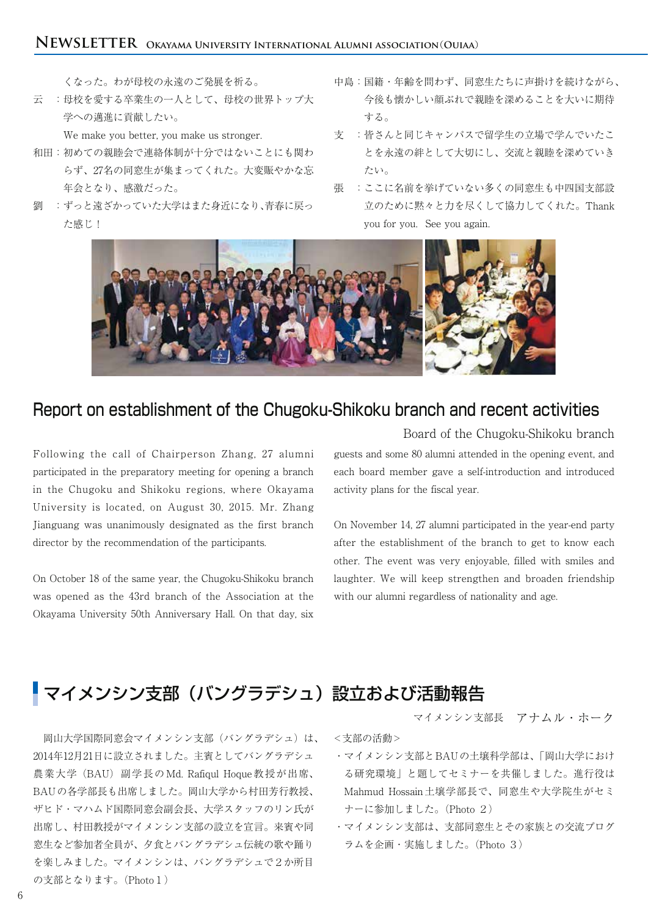くなった。わが母校の永遠のご発展を祈る。

云　：母校を愛する卒業生の一人として、母校の世界トップ大学への邁進に貢献したい。
We make you better, you make us stronger.

和田：初めての親睦会で連絡体制が十分ではないことにも関わらず、27名の同窓生が集まってくれた。大変賑やかな忘年会となり、感激だった。

劉　：ずっと遠ざかっていた大学はまた身近になり、青春に戻った感じ！

中島：国籍・年齢を問わず、同窓生たちに声掛けを続けながら、今後も懐かしい顔ぶれで親睦を深めることを大いに期待する。

支　：皆さんと同じキャンパスで留学生の立場で学んでいたことを永遠の絆として大切にし、交流と親睦を深めていきたい。

張　：ここに名前を挙げていない多くの同窓生も中四国支部設立のために黙々と力を尽くして協力してくれた。Thank you for you.  See you again.

## Report on establishment of the Chugoku-Shikoku branch and recent activities

Board of the Chugoku-Shikoku branch

Following the call of Chairperson Zhang, 27 alumni participated in the preparatory meeting for opening a branch in the Chugoku and Shikoku regions, where Okayama University is located, on August 30, 2015. Mr. Zhang Jianguang was unanimously designated as the first branch director by the recommendation of the participants.

On October 18 of the same year, the Chugoku-Shikoku branch was opened as the 43rd branch of the Association at the Okayama University 50th Anniversary Hall. On that day, six guests and some 80 alumni attended in the opening event, and each board member gave a self-introduction and introduced activity plans for the fiscal year.

On November 14, 27 alumni participated in the year-end party after the establishment of the branch to get to know each other. The event was very enjoyable, filled with smiles and laughter. We will keep strengthen and broaden friendship with our alumni regardless of nationality and age.

## マイメンシン支部（バングラデシュ）設立および活動報告

マイメンシン支部長　アナムル・ホーク

岡山大学国際同窓会マイメンシン支部（バングラデシュ）は、2014年12月21日に設立されました。主賓としてバングラデシュ農業大学（BAU）副学長のMd. Rafiqul Hoque教授が出席、BAUの各学部長も出席しました。岡山大学から村田芳行教授、ザヒド・マハムド国際同窓会副会長、大学スタッフのリン氏が出席し、村田教授がマイメンシン支部の設立を宣言。来賓や同窓生など参加者全員が、夕食とバングラデシュ伝統の歌や踊りを楽しみました。マイメンシンは、バングラデシュで２か所目の支部となります。（Photo１）

＜支部の活動＞

・マイメンシン支部とBAUの土壌科学部は、「岡山大学における研究環境」と題してセミナーを共催しました。進行役はMahmud Hossain土壌学部長で、同窓生や大学院生がセミナーに参加しました。（Photo ２）

・マイメンシン支部は、支部同窓生とその家族との交流プログラムを企画・実施しました。（Photo ３）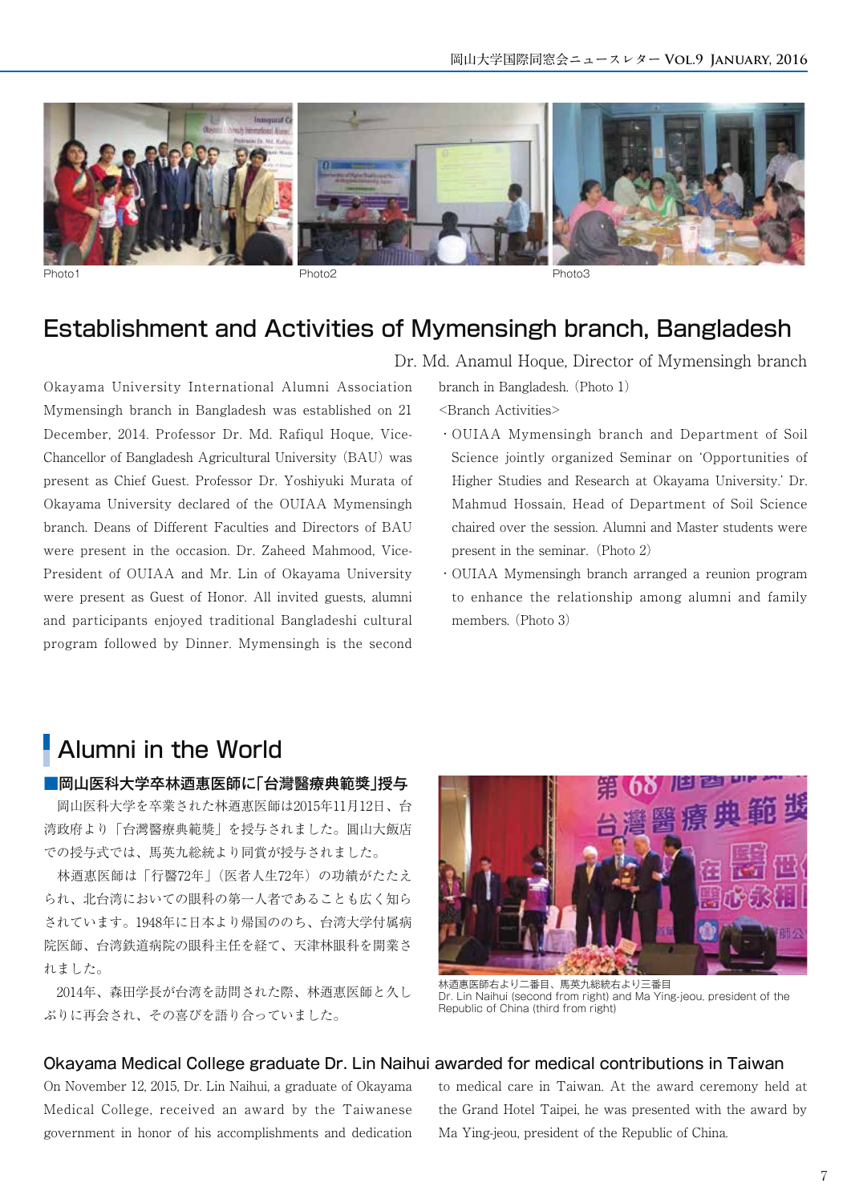Photo1

Photo2

Photo3

# Establishment and Activities of Mymensingh branch, Bangladesh

Dr. Md. Anamul Hoque, Director of Mymensingh branch

Okayama University International Alumni Association Mymensingh branch in Bangladesh was established on 21 December, 2014. Professor Dr. Md. Rafiqul Hoque, Vice-Chancellor of Bangladesh Agricultural University (BAU) was present as Chief Guest. Professor Dr. Yoshiyuki Murata of Okayama University declared of the OUIAA Mymensingh branch. Deans of Different Faculties and Directors of BAU were present in the occasion. Dr. Zaheed Mahmood, Vice-President of OUIAA and Mr. Lin of Okayama University were present as Guest of Honor. All invited guests, alumni and participants enjoyed traditional Bangladeshi cultural program followed by Dinner. Mymensingh is the second branch in Bangladesh. (Photo 1)

<Branch Activities>

- OUIAA Mymensingh branch and Department of Soil Science jointly organized Seminar on 'Opportunities of Higher Studies and Research at Okayama University.' Dr. Mahmud Hossain, Head of Department of Soil Science chaired over the session. Alumni and Master students were present in the seminar. (Photo 2)
- OUIAA Mymensingh branch arranged a reunion program to enhance the relationship among alumni and family members. (Photo 3)

# Alumni in the World

## ■岡山医科大学卒林迺恵医師に「台灣醫療典範獎」授与

岡山医科大学を卒業された林迺恵医師は2015年11月12日、台湾政府より「台灣醫療典範獎」を授与されました。圓山大飯店での授与式では、馬英九総統より同賞が授与されました。

林迺恵医師は「行醫72年」（医者人生72年）の功績がたたえられ、北台湾においての眼科の第一人者であることも広く知られています。1948年に日本より帰国ののち、台湾大学付属病院医師、台湾鉄道病院の眼科主任を経て、天津林眼科を開業されました。

2014年、森田学長が台湾を訪問された際、林迺恵医師と久しぶりに再会され、その喜びを語り合っていました。

林迺恵医師右より二番目、馬英九総統右より三番目
Dr. Lin Naihui (second from right) and Ma Ying-jeou, president of the Republic of China (third from right)

## Okayama Medical College graduate Dr. Lin Naihui awarded for medical contributions in Taiwan

On November 12, 2015, Dr. Lin Naihui, a graduate of Okayama Medical College, received an award by the Taiwanese government in honor of his accomplishments and dedication to medical care in Taiwan. At the award ceremony held at the Grand Hotel Taipei, he was presented with the award by Ma Ying-jeou, president of the Republic of China.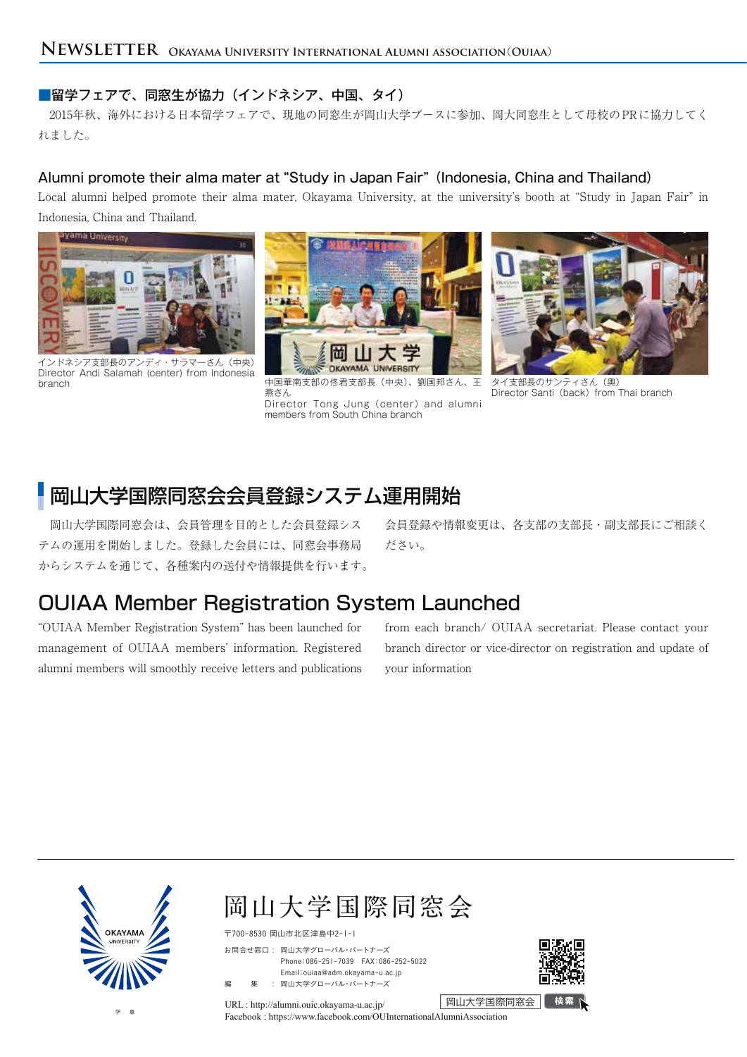## ■留学フェアで、同窓生が協力（インドネシア、中国、タイ）

2015年秋、海外における日本留学フェアで、現地の同窓生が岡山大学ブースに参加、岡大同窓生として母校のPRに協力してくれました。

## Alumni promote their alma mater at "Study in Japan Fair" (Indonesia, China and Thailand)

Local alumni helped promote their alma mater, Okayama University, at the university's booth at "Study in Japan Fair" in Indonesia, China and Thailand.

インドネシア支部長のアンディ・サラマーさん（中央）
Director Andi Salamah (center) from Indonesia branch

中国華南支部の佟君支部長（中央）、劉国邦さん、王燕さん
Director Tong Jung (center) and alumni members from South China branch

タイ支部長のサンティさん（奥）
Director Santi (back) from Thai branch

# 岡山大学国際同窓会会員登録システム運用開始

岡山大学国際同窓会は、会員管理を目的とした会員登録システムの運用を開始しました。登録した会員には、同窓会事務局からシステムを通じて、各種案内の送付や情報提供を行います。会員登録や情報変更は、各支部の支部長・副支部長にご相談ください。

# OUIAA Member Registration System Launched

"OUIAA Member Registration System" has been launched for management of OUIAA members' information. Registered alumni members will smoothly receive letters and publications from each branch/ OUIAA secretariat. Please contact your branch director or vice-director on registration and update of your information

---

OKAYAMA UNIVERSITY

学　章

# 岡山大学国際同窓会

〒700-8530 岡山市北区津島中2-1-1

お問合せ窓口：岡山大学グローバル・パートナーズ
Phone：086-251-7039　FAX：086-252-5022
Email：ouiaa@adm.okayama-u.ac.jp

編　　集：岡山大学グローバル・パートナーズ

URL : http://alumni.ouic.okayama-u.ac.jp/　岡山大学国際同窓会　検索

Facebook : https://www.facebook.com/OUInternationalAlumniAssociation